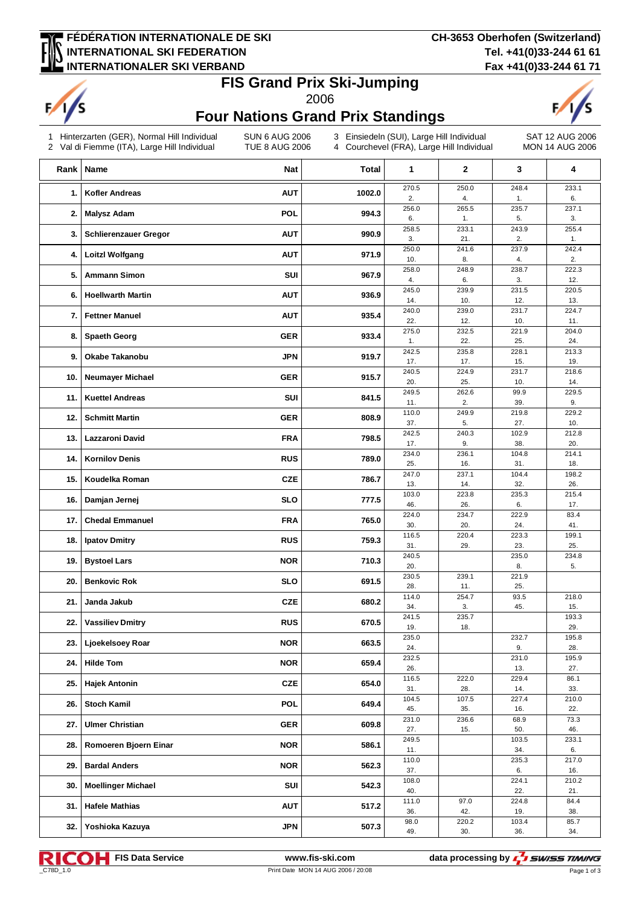FÉDÉRATION INTERNATIONALE DE SKI
INTERNATIONAL SKI FEDERATION
INTERNATIONALER SKI VERBAND

CH-3653 Oberhofen (Switzerland)
Tel. +41(0)33-244 61 61
Fax +41(0)33-244 61 71

# FIS Grand Prix Ski-Jumping

2006

## Four Nations Grand Prix Standings

1 Hinterzarten (GER), Normal Hill Individual — SUN 6 AUG 2006
2 Val di Fiemme (ITA), Large Hill Individual — TUE 8 AUG 2006
3 Einsiedeln (SUI), Large Hill Individual — SAT 12 AUG 2006
4 Courchevel (FRA), Large Hill Individual — MON 14 AUG 2006

| Rank | Name | Nat | Total | 1 | 2 | 3 | 4 |
|---|---|---|---|---|---|---|---|
| 1. | Kofler Andreas | AUT | 1002.0 | 270.5 2. | 250.0 4. | 248.4 1. | 233.1 6. |
| 2. | Malysz Adam | POL | 994.3 | 256.0 6. | 265.5 1. | 235.7 5. | 237.1 3. |
| 3. | Schlierenzauer Gregor | AUT | 990.9 | 258.5 3. | 233.1 21. | 243.9 2. | 255.4 1. |
| 4. | Loitzl Wolfgang | AUT | 971.9 | 250.0 10. | 241.6 8. | 237.9 4. | 242.4 2. |
| 5. | Ammann Simon | SUI | 967.9 | 258.0 4. | 248.9 6. | 238.7 3. | 222.3 12. |
| 6. | Hoellwarth Martin | AUT | 936.9 | 245.0 14. | 239.9 10. | 231.5 12. | 220.5 13. |
| 7. | Fettner Manuel | AUT | 935.4 | 240.0 22. | 239.0 12. | 231.7 10. | 224.7 11. |
| 8. | Spaeth Georg | GER | 933.4 | 275.0 1. | 232.5 22. | 221.9 25. | 204.0 24. |
| 9. | Okabe Takanobu | JPN | 919.7 | 242.5 17. | 235.8 17. | 228.1 15. | 213.3 19. |
| 10. | Neumayer Michael | GER | 915.7 | 240.5 20. | 224.9 25. | 231.7 10. | 218.6 14. |
| 11. | Kuettel Andreas | SUI | 841.5 | 249.5 11. | 262.6 2. | 99.9 39. | 229.5 9. |
| 12. | Schmitt Martin | GER | 808.9 | 110.0 37. | 249.9 5. | 219.8 27. | 229.2 10. |
| 13. | Lazzaroni David | FRA | 798.5 | 242.5 17. | 240.3 9. | 102.9 38. | 212.8 20. |
| 14. | Kornilov Denis | RUS | 789.0 | 234.0 25. | 236.1 16. | 104.8 31. | 214.1 18. |
| 15. | Koudelka Roman | CZE | 786.7 | 247.0 13. | 237.1 14. | 104.4 32. | 198.2 26. |
| 16. | Damjan Jernej | SLO | 777.5 | 103.0 46. | 223.8 26. | 235.3 6. | 215.4 17. |
| 17. | Chedal Emmanuel | FRA | 765.0 | 224.0 30. | 234.7 20. | 222.9 24. | 83.4 41. |
| 18. | Ipatov Dmitry | RUS | 759.3 | 116.5 31. | 220.4 29. | 223.3 23. | 199.1 25. |
| 19. | Bystoel Lars | NOR | 710.3 | 240.5 20. | | 235.0 8. | 234.8 5. |
| 20. | Benkovic Rok | SLO | 691.5 | 230.5 28. | 239.1 11. | 221.9 25. | |
| 21. | Janda Jakub | CZE | 680.2 | 114.0 34. | 254.7 3. | 93.5 45. | 218.0 15. |
| 22. | Vassiliev Dmitry | RUS | 670.5 | 241.5 19. | 235.7 18. | | 193.3 29. |
| 23. | Ljoekelsoey Roar | NOR | 663.5 | 235.0 24. | | 232.7 9. | 195.8 28. |
| 24. | Hilde Tom | NOR | 659.4 | 232.5 26. | | 231.0 13. | 195.9 27. |
| 25. | Hajek Antonin | CZE | 654.0 | 116.5 31. | 222.0 28. | 229.4 14. | 86.1 33. |
| 26. | Stoch Kamil | POL | 649.4 | 104.5 45. | 107.5 35. | 227.4 16. | 210.0 22. |
| 27. | Ulmer Christian | GER | 609.8 | 231.0 27. | 236.6 15. | 68.9 50. | 73.3 46. |
| 28. | Romoeren Bjoern Einar | NOR | 586.1 | 249.5 11. | | 103.5 34. | 233.1 6. |
| 29. | Bardal Anders | NOR | 562.3 | 110.0 37. | | 235.3 6. | 217.0 16. |
| 30. | Moellinger Michael | SUI | 542.3 | 108.0 40. | | 224.1 22. | 210.2 21. |
| 31. | Hafele Mathias | AUT | 517.2 | 111.0 36. | 97.0 42. | 224.8 19. | 84.4 38. |
| 32. | Yoshioka Kazuya | JPN | 507.3 | 98.0 49. | 220.2 30. | 103.4 36. | 85.7 34. |

FIS Data Service — www.fis-ski.com — data processing by SWISS TIMING

_C78D_1.0 — Print Date MON 14 AUG 2006 / 20:08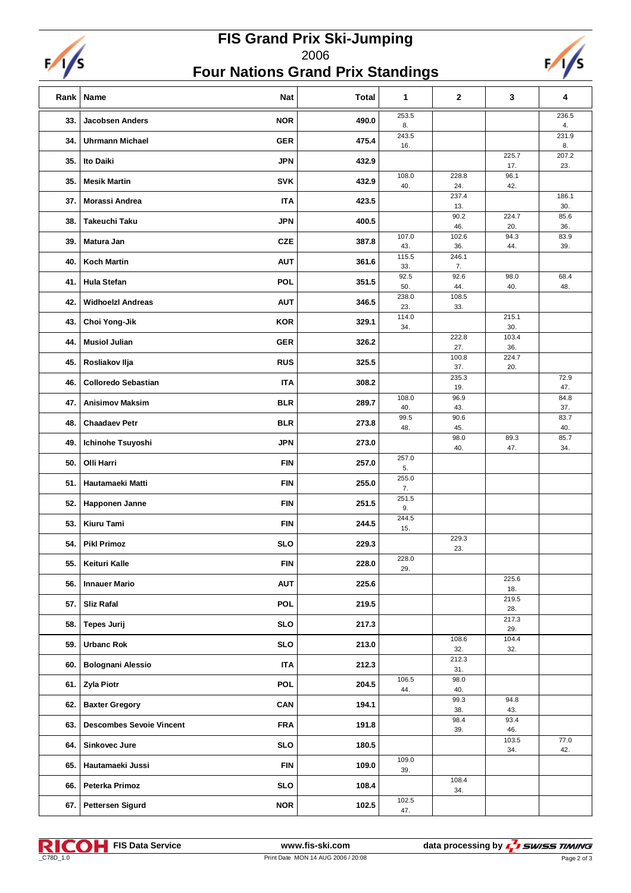# FIS Grand Prix Ski-Jumping

2006

## Four Nations Grand Prix Standings

| Rank | Name | Nat | Total | 1 | 2 | 3 | 4 |
|---|---|---|---|---|---|---|---|
| 33. | Jacobsen Anders | NOR | 490.0 | 253.5 8. | | | 236.5 4. |
| 34. | Uhrmann Michael | GER | 475.4 | 243.5 16. | | | 231.9 8. |
| 35. | Ito Daiki | JPN | 432.9 | | | 225.7 17. | 207.2 23. |
| 35. | Mesik Martin | SVK | 432.9 | 108.0 40. | 228.8 24. | 96.1 42. | |
| 37. | Morassi Andrea | ITA | 423.5 | | 237.4 13. | | 186.1 30. |
| 38. | Takeuchi Taku | JPN | 400.5 | | 90.2 46. | 224.7 20. | 85.6 36. |
| 39. | Matura Jan | CZE | 387.8 | 107.0 43. | 102.6 36. | 94.3 44. | 83.9 39. |
| 40. | Koch Martin | AUT | 361.6 | 115.5 33. | 246.1 7. | | |
| 41. | Hula Stefan | POL | 351.5 | 92.5 50. | 92.6 44. | 98.0 40. | 68.4 48. |
| 42. | Widhoelzl Andreas | AUT | 346.5 | 238.0 23. | 108.5 33. | | |
| 43. | Choi Yong-Jik | KOR | 329.1 | 114.0 34. | | 215.1 30. | |
| 44. | Musiol Julian | GER | 326.2 | | 222.8 27. | 103.4 36. | |
| 45. | Rosliakov Ilja | RUS | 325.5 | | 100.8 37. | 224.7 20. | |
| 46. | Colloredo Sebastian | ITA | 308.2 | | 235.3 19. | | 72.9 47. |
| 47. | Anisimov Maksim | BLR | 289.7 | 108.0 40. | 96.9 43. | | 84.8 37. |
| 48. | Chaadaev Petr | BLR | 273.8 | 99.5 48. | 90.6 45. | | 83.7 40. |
| 49. | Ichinohe Tsuyoshi | JPN | 273.0 | | 98.0 40. | 89.3 47. | 85.7 34. |
| 50. | Olli Harri | FIN | 257.0 | 257.0 5. | | | |
| 51. | Hautamaeki Matti | FIN | 255.0 | 255.0 7. | | | |
| 52. | Happonen Janne | FIN | 251.5 | 251.5 9. | | | |
| 53. | Kiuru Tami | FIN | 244.5 | 244.5 15. | | | |
| 54. | Pikl Primoz | SLO | 229.3 | | 229.3 23. | | |
| 55. | Keituri Kalle | FIN | 228.0 | 228.0 29. | | | |
| 56. | Innauer Mario | AUT | 225.6 | | | 225.6 18. | |
| 57. | Sliz Rafal | POL | 219.5 | | | 219.5 28. | |
| 58. | Tepes Jurij | SLO | 217.3 | | | 217.3 29. | |
| 59. | Urbanc Rok | SLO | 213.0 | | 108.6 32. | 104.4 32. | |
| 60. | Bolognani Alessio | ITA | 212.3 | | 212.3 31. | | |
| 61. | Zyla Piotr | POL | 204.5 | 106.5 44. | 98.0 40. | | |
| 62. | Baxter Gregory | CAN | 194.1 | | 99.3 38. | 94.8 43. | |
| 63. | Descombes Sevoie Vincent | FRA | 191.8 | | 98.4 39. | 93.4 46. | |
| 64. | Sinkovec Jure | SLO | 180.5 | | | 103.5 34. | 77.0 42. |
| 65. | Hautamaeki Jussi | FIN | 109.0 | 109.0 39. | | | |
| 66. | Peterka Primoz | SLO | 108.4 | | 108.4 34. | | |
| 67. | Pettersen Sigurd | NOR | 102.5 | 102.5 47. | | | |

FIS Data Service www.fis-ski.com data processing by SWISS TIMING

_C78D_1.0 Print Date MON 14 AUG 2006 / 20:08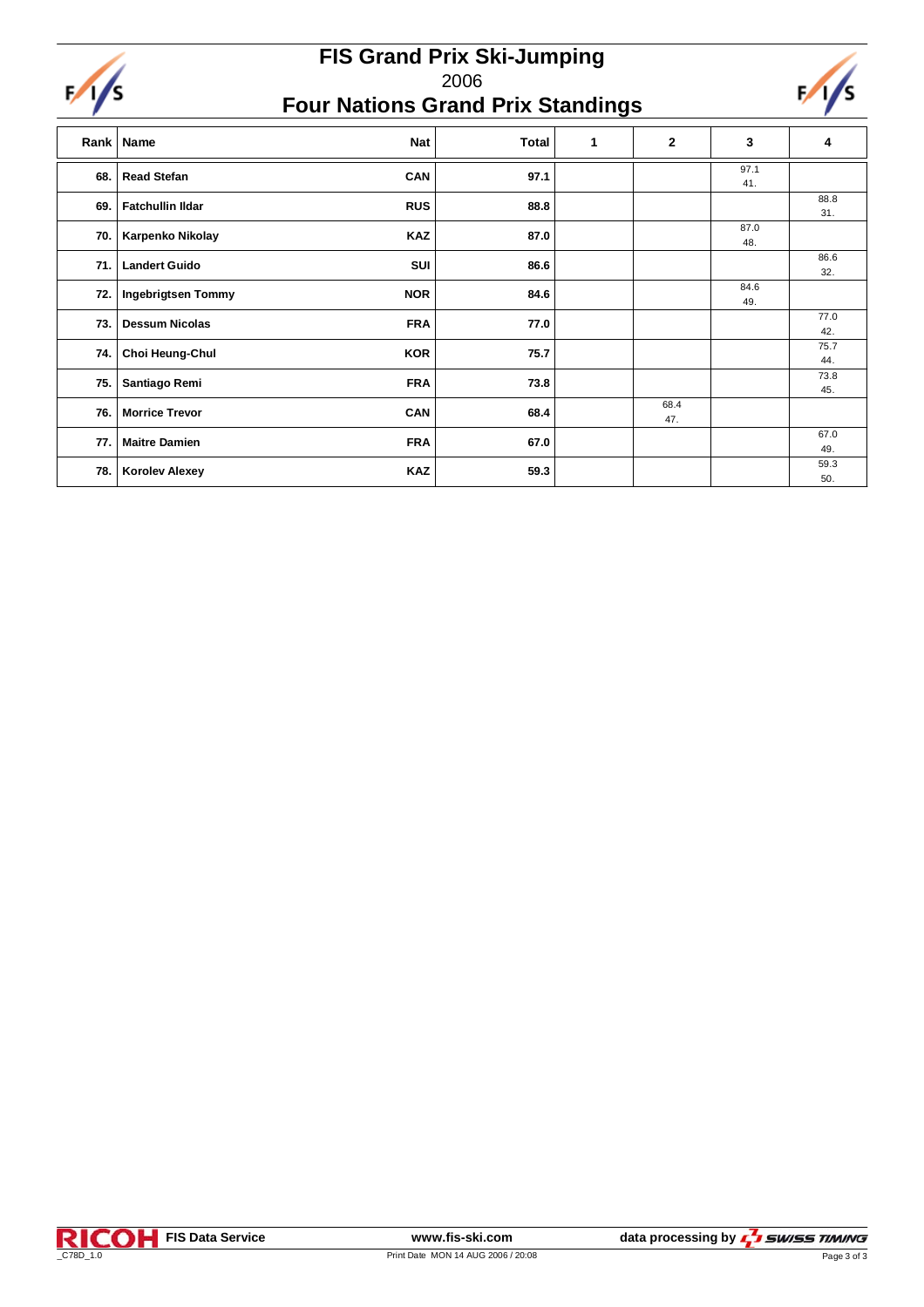# FIS Grand Prix Ski-Jumping

2006

## Four Nations Grand Prix Standings

| Rank | Name | Nat | Total | 1 | 2 | 3 | 4 |
|---|---|---|---|---|---|---|---|
| 68. | **Read Stefan** | **CAN** | **97.1** | | | 97.1 41. | |
| 69. | **Fatchullin Ildar** | **RUS** | **88.8** | | | | 88.8 31. |
| 70. | **Karpenko Nikolay** | **KAZ** | **87.0** | | | 87.0 48. | |
| 71. | **Landert Guido** | **SUI** | **86.6** | | | | 86.6 32. |
| 72. | **Ingebrigtsen Tommy** | **NOR** | **84.6** | | | 84.6 49. | |
| 73. | **Dessum Nicolas** | **FRA** | **77.0** | | | | 77.0 42. |
| 74. | **Choi Heung-Chul** | **KOR** | **75.7** | | | | 75.7 44. |
| 75. | **Santiago Remi** | **FRA** | **73.8** | | | | 73.8 45. |
| 76. | **Morrice Trevor** | **CAN** | **68.4** | | 68.4 47. | | |
| 77. | **Maitre Damien** | **FRA** | **67.0** | | | | 67.0 49. |
| 78. | **Korolev Alexey** | **KAZ** | **59.3** | | | | 59.3 50. |

FIS Data Service www.fis-ski.com data processing by SWISS TIMING

_C78D_1.0 Print Date MON 14 AUG 2006 / 20:08